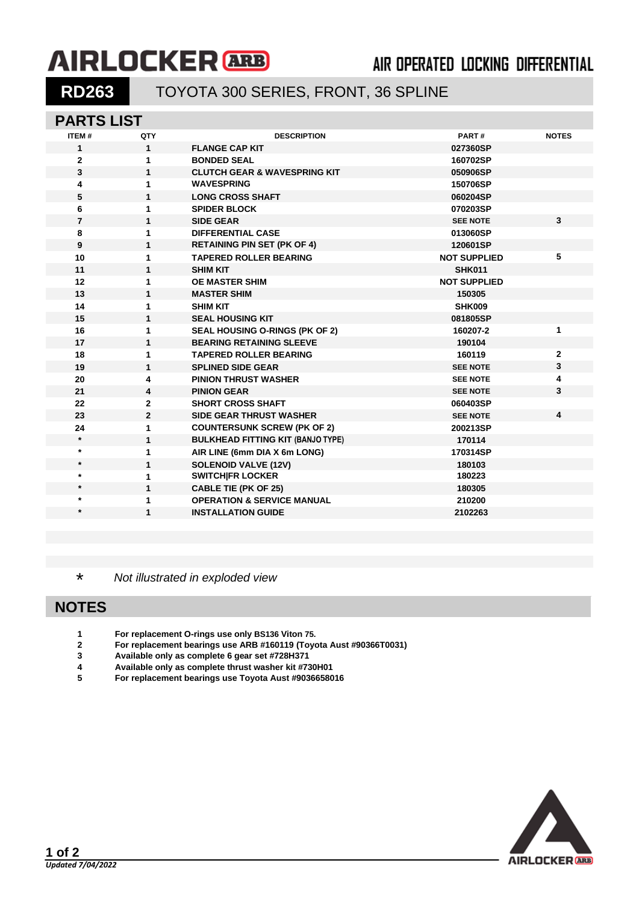# AIRLOCKER ARB

AIR OPERATED LOCKING DIFFERENTIAL

## RD263 TOYOTA 300 SERIES, FRONT, 36 SPLINE

## PARTS LIST

| ITEM # | QTY | DESCRIPTION | PART # | NOTES |
|---|---|---|---|---|
| 1 | 1 | FLANGE CAP KIT | 027360SP | |
| 2 | 1 | BONDED SEAL | 160702SP | |
| 3 | 1 | CLUTCH GEAR & WAVESPRING KIT | 050906SP | |
| 4 | 1 | WAVESPRING | 150706SP | |
| 5 | 1 | LONG CROSS SHAFT | 060204SP | |
| 6 | 1 | SPIDER BLOCK | 070203SP | |
| 7 | 1 | SIDE GEAR | SEE NOTE | 3 |
| 8 | 1 | DIFFERENTIAL CASE | 013060SP | |
| 9 | 1 | RETAINING PIN SET (PK OF 4) | 120601SP | |
| 10 | 1 | TAPERED ROLLER BEARING | NOT SUPPLIED | 5 |
| 11 | 1 | SHIM KIT | SHK011 | |
| 12 | 1 | OE MASTER SHIM | NOT SUPPLIED | |
| 13 | 1 | MASTER SHIM | 150305 | |
| 14 | 1 | SHIM KIT | SHK009 | |
| 15 | 1 | SEAL HOUSING KIT | 081805SP | |
| 16 | 1 | SEAL HOUSING O-RINGS (PK OF 2) | 160207-2 | 1 |
| 17 | 1 | BEARING RETAINING SLEEVE | 190104 | |
| 18 | 1 | TAPERED ROLLER BEARING | 160119 | 2 |
| 19 | 1 | SPLINED SIDE GEAR | SEE NOTE | 3 |
| 20 | 4 | PINION THRUST WASHER | SEE NOTE | 4 |
| 21 | 4 | PINION GEAR | SEE NOTE | 3 |
| 22 | 2 | SHORT CROSS SHAFT | 060403SP | |
| 23 | 2 | SIDE GEAR THRUST WASHER | SEE NOTE | 4 |
| 24 | 1 | COUNTERSUNK SCREW (PK OF 2) | 200213SP | |
| * | 1 | BULKHEAD FITTING KIT (BANJO TYPE) | 170114 | |
| * | 1 | AIR LINE (6mm DIA X 6m LONG) | 170314SP | |
| * | 1 | SOLENOID VALVE (12V) | 180103 | |
| * | 1 | SWITCH\|FR LOCKER | 180223 | |
| * | 1 | CABLE TIE (PK OF 25) | 180305 | |
| * | 1 | OPERATION & SERVICE MANUAL | 210200 | |
| * | 1 | INSTALLATION GUIDE | 2102263 | |

\* *Not illustrated in exploded view*

## NOTES

1. For replacement O-rings use only BS136 Viton 75.
2. For replacement bearings use ARB #160119 (Toyota Aust #90366T0031)
3. Available only as complete 6 gear set #728H371
4. Available only as complete thrust washer kit #730H01
5. For replacement bearings use Toyota Aust #9036658016

*Updated 7/04/2022*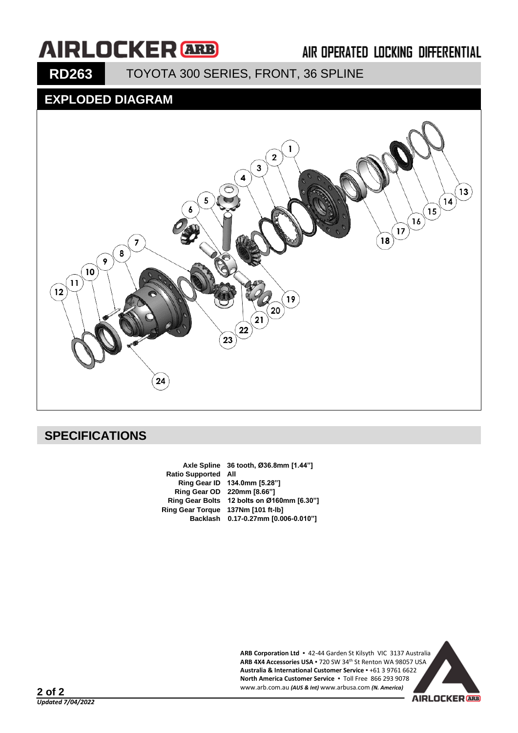# AIRLOCKER ARB

AIR OPERATED LOCKING DIFFERENTIAL

## RD263 TOYOTA 300 SERIES, FRONT, 36 SPLINE

## EXPLODED DIAGRAM

1
2
3
4
5
6
7
8
9
10
11
12
13
14
15
16
17
18
19
20
21
22
23
24

## SPECIFICATIONS

| | |
|---|---|
| **Axle Spline** | **36 tooth, Ø36.8mm [1.44"]** |
| **Ratio Supported** | **All** |
| **Ring Gear ID** | **134.0mm [5.28"]** |
| **Ring Gear OD** | **220mm [8.66"]** |
| **Ring Gear Bolts** | **12 bolts on Ø160mm [6.30"]** |
| **Ring Gear Torque** | **137Nm [101 ft-lb]** |
| **Backlash** | **0.17-0.27mm [0.006-0.010"]** |

**ARB Corporation Ltd** ▪ 42-44 Garden St Kilsyth VIC 3137 Australia
**ARB 4X4 Accessories USA** ▪ 720 SW 34th St Renton WA 98057 USA
**Australia & International Customer Service** ▪ +61 3 9761 6622
**North America Customer Service** ▪ Toll Free 866 293 9078
www.arb.com.au ***(AUS & Int)*** www.arbusa.com ***(N. America)***

AIRLOCKER ARB

***Updated 7/04/2022***